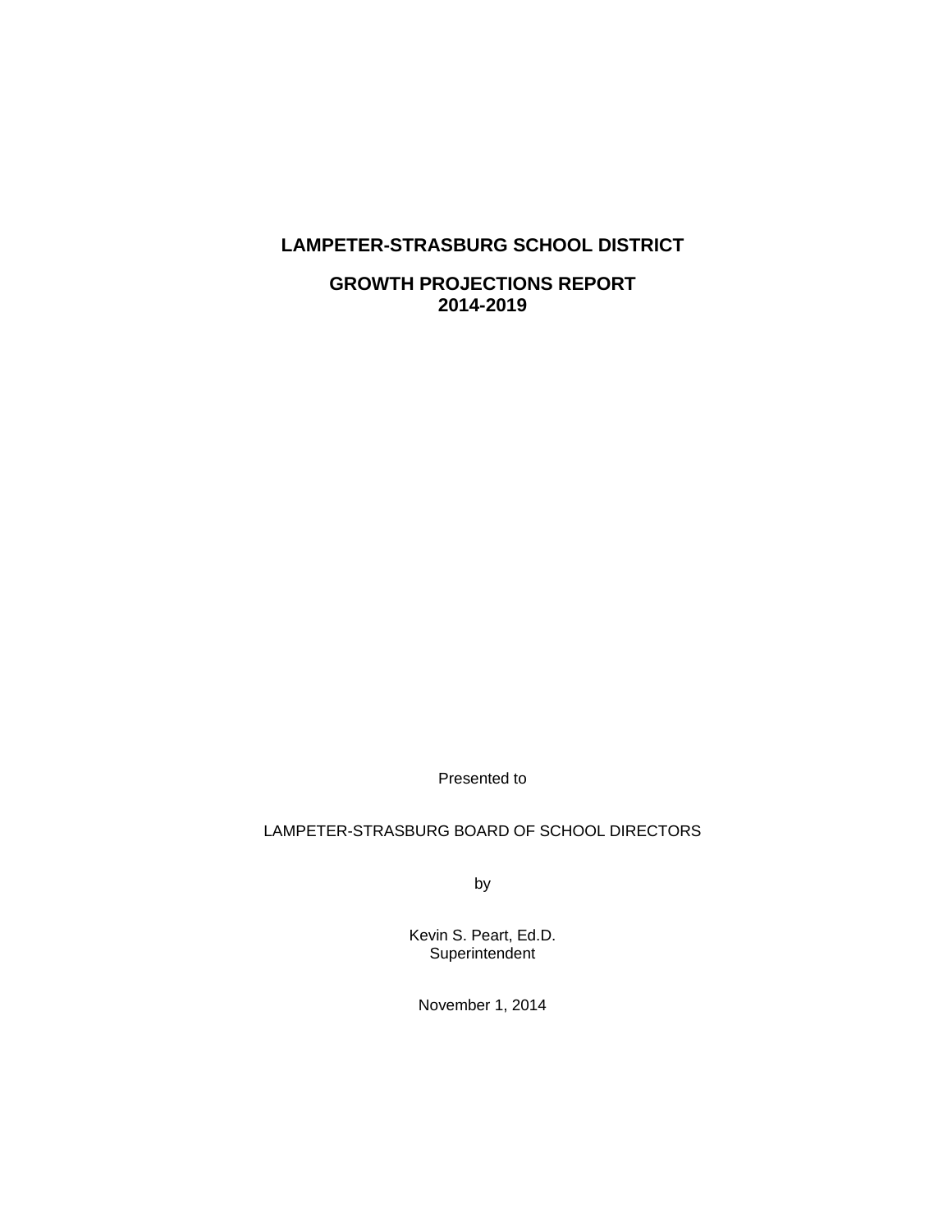# LAMPETER-STRASBURG SCHOOL DISTRICT

## GROWTH PROJECTIONS REPORT
## 2014-2019

Presented to

LAMPETER-STRASBURG BOARD OF SCHOOL DIRECTORS

by

Kevin S. Peart, Ed.D.
Superintendent

November 1, 2014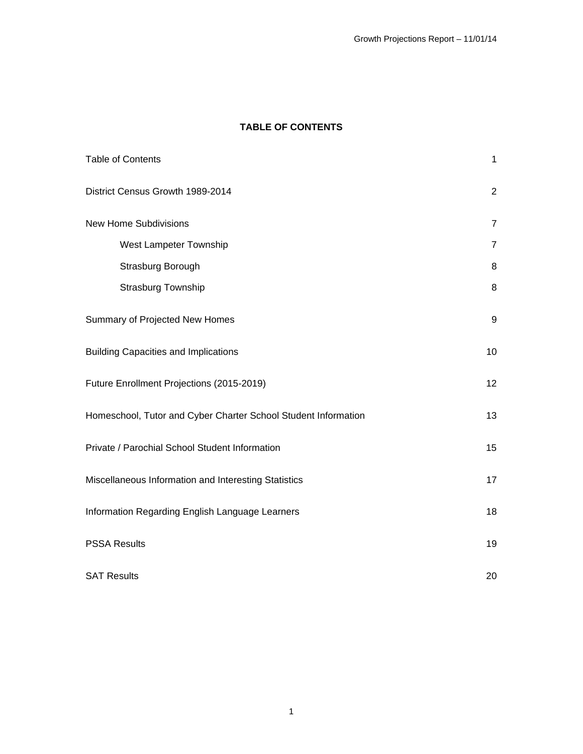# TABLE OF CONTENTS

| | |
|---|---|
| Table of Contents | 1 |
| District Census Growth 1989-2014 | 2 |
| New Home Subdivisions | 7 |
| West Lampeter Township | 7 |
| Strasburg Borough | 8 |
| Strasburg Township | 8 |
| Summary of Projected New Homes | 9 |
| Building Capacities and Implications | 10 |
| Future Enrollment Projections (2015-2019) | 12 |
| Homeschool, Tutor and Cyber Charter School Student Information | 13 |
| Private / Parochial School Student Information | 15 |
| Miscellaneous Information and Interesting Statistics | 17 |
| Information Regarding English Language Learners | 18 |
| PSSA Results | 19 |
| SAT Results | 20 |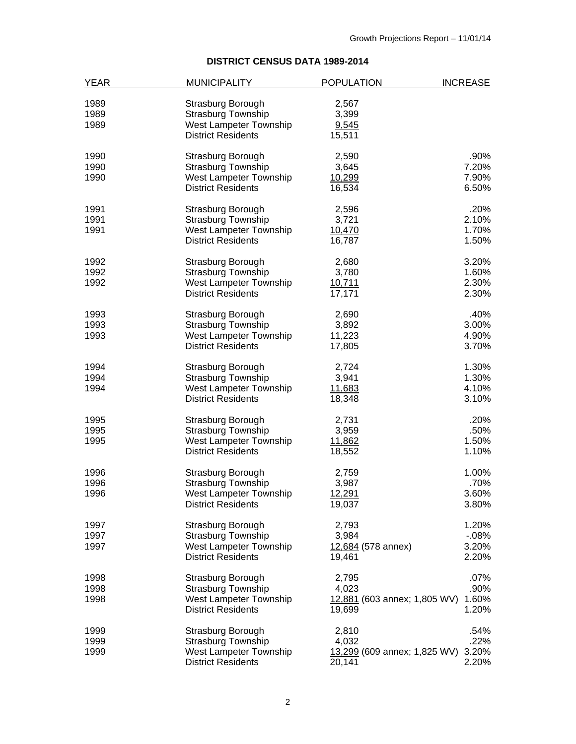**DISTRICT CENSUS DATA 1989-2014**

| YEAR | MUNICIPALITY | POPULATION | INCREASE |
|---|---|---|---|
| 1989 | Strasburg Borough | 2,567 | |
| 1989 | Strasburg Township | 3,399 | |
| 1989 | West Lampeter Township | 9,545 | |
| | District Residents | 15,511 | |
| 1990 | Strasburg Borough | 2,590 | .90% |
| 1990 | Strasburg Township | 3,645 | 7.20% |
| 1990 | West Lampeter Township | 10,299 | 7.90% |
| | District Residents | 16,534 | 6.50% |
| 1991 | Strasburg Borough | 2,596 | .20% |
| 1991 | Strasburg Township | 3,721 | 2.10% |
| 1991 | West Lampeter Township | 10,470 | 1.70% |
| | District Residents | 16,787 | 1.50% |
| 1992 | Strasburg Borough | 2,680 | 3.20% |
| 1992 | Strasburg Township | 3,780 | 1.60% |
| 1992 | West Lampeter Township | 10,711 | 2.30% |
| | District Residents | 17,171 | 2.30% |
| 1993 | Strasburg Borough | 2,690 | .40% |
| 1993 | Strasburg Township | 3,892 | 3.00% |
| 1993 | West Lampeter Township | 11,223 | 4.90% |
| | District Residents | 17,805 | 3.70% |
| 1994 | Strasburg Borough | 2,724 | 1.30% |
| 1994 | Strasburg Township | 3,941 | 1.30% |
| 1994 | West Lampeter Township | 11,683 | 4.10% |
| | District Residents | 18,348 | 3.10% |
| 1995 | Strasburg Borough | 2,731 | .20% |
| 1995 | Strasburg Township | 3,959 | .50% |
| 1995 | West Lampeter Township | 11,862 | 1.50% |
| | District Residents | 18,552 | 1.10% |
| 1996 | Strasburg Borough | 2,759 | 1.00% |
| 1996 | Strasburg Township | 3,987 | .70% |
| 1996 | West Lampeter Township | 12,291 | 3.60% |
| | District Residents | 19,037 | 3.80% |
| 1997 | Strasburg Borough | 2,793 | 1.20% |
| 1997 | Strasburg Township | 3,984 | -.08% |
| 1997 | West Lampeter Township | 12,684 (578 annex) | 3.20% |
| | District Residents | 19,461 | 2.20% |
| 1998 | Strasburg Borough | 2,795 | .07% |
| 1998 | Strasburg Township | 4,023 | .90% |
| 1998 | West Lampeter Township | 12,881 (603 annex; 1,805 WV) | 1.60% |
| | District Residents | 19,699 | 1.20% |
| 1999 | Strasburg Borough | 2,810 | .54% |
| 1999 | Strasburg Township | 4,032 | .22% |
| 1999 | West Lampeter Township | 13,299 (609 annex; 1,825 WV) | 3.20% |
| | District Residents | 20,141 | 2.20% |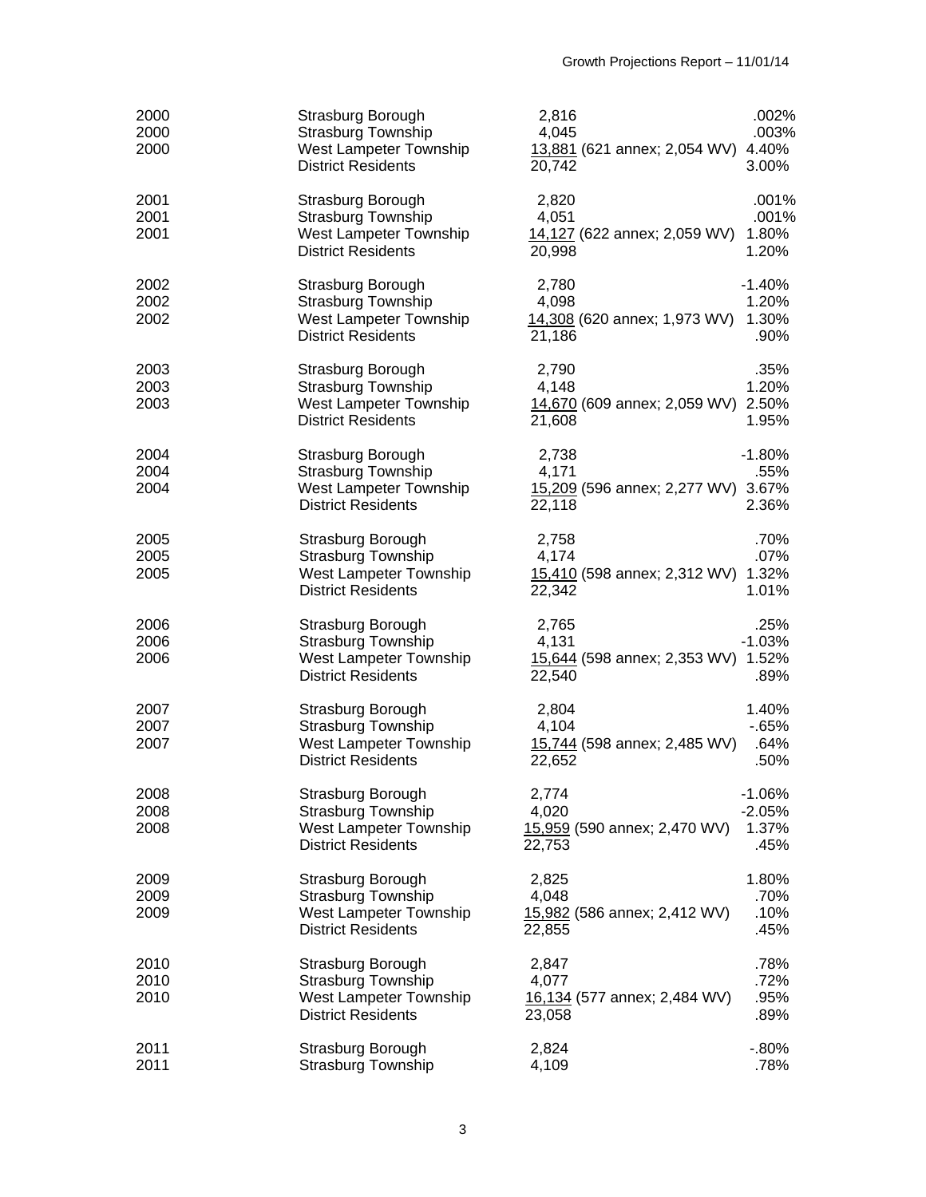| Year | Municipality | Residents | % Change |
|---|---|---|---|
| 2000 | Strasburg Borough | 2,816 | .002% |
| 2000 | Strasburg Township | 4,045 | .003% |
| 2000 | West Lampeter Township | 13,881 (621 annex; 2,054 WV) | 4.40% |
| | District Residents | 20,742 | 3.00% |
| 2001 | Strasburg Borough | 2,820 | .001% |
| 2001 | Strasburg Township | 4,051 | .001% |
| 2001 | West Lampeter Township | 14,127 (622 annex; 2,059 WV) | 1.80% |
| | District Residents | 20,998 | 1.20% |
| 2002 | Strasburg Borough | 2,780 | -1.40% |
| 2002 | Strasburg Township | 4,098 | 1.20% |
| 2002 | West Lampeter Township | 14,308 (620 annex; 1,973 WV) | 1.30% |
| | District Residents | 21,186 | .90% |
| 2003 | Strasburg Borough | 2,790 | .35% |
| 2003 | Strasburg Township | 4,148 | 1.20% |
| 2003 | West Lampeter Township | 14,670 (609 annex; 2,059 WV) | 2.50% |
| | District Residents | 21,608 | 1.95% |
| 2004 | Strasburg Borough | 2,738 | -1.80% |
| 2004 | Strasburg Township | 4,171 | .55% |
| 2004 | West Lampeter Township | 15,209 (596 annex; 2,277 WV) | 3.67% |
| | District Residents | 22,118 | 2.36% |
| 2005 | Strasburg Borough | 2,758 | .70% |
| 2005 | Strasburg Township | 4,174 | .07% |
| 2005 | West Lampeter Township | 15,410 (598 annex; 2,312 WV) | 1.32% |
| | District Residents | 22,342 | 1.01% |
| 2006 | Strasburg Borough | 2,765 | .25% |
| 2006 | Strasburg Township | 4,131 | -1.03% |
| 2006 | West Lampeter Township | 15,644 (598 annex; 2,353 WV) | 1.52% |
| | District Residents | 22,540 | .89% |
| 2007 | Strasburg Borough | 2,804 | 1.40% |
| 2007 | Strasburg Township | 4,104 | -.65% |
| 2007 | West Lampeter Township | 15,744 (598 annex; 2,485 WV) | .64% |
| | District Residents | 22,652 | .50% |
| 2008 | Strasburg Borough | 2,774 | -1.06% |
| 2008 | Strasburg Township | 4,020 | -2.05% |
| 2008 | West Lampeter Township | 15,959 (590 annex; 2,470 WV) | 1.37% |
| | District Residents | 22,753 | .45% |
| 2009 | Strasburg Borough | 2,825 | 1.80% |
| 2009 | Strasburg Township | 4,048 | .70% |
| 2009 | West Lampeter Township | 15,982 (586 annex; 2,412 WV) | .10% |
| | District Residents | 22,855 | .45% |
| 2010 | Strasburg Borough | 2,847 | .78% |
| 2010 | Strasburg Township | 4,077 | .72% |
| 2010 | West Lampeter Township | 16,134 (577 annex; 2,484 WV) | .95% |
| | District Residents | 23,058 | .89% |
| 2011 | Strasburg Borough | 2,824 | -.80% |
| 2011 | Strasburg Township | 4,109 | .78% |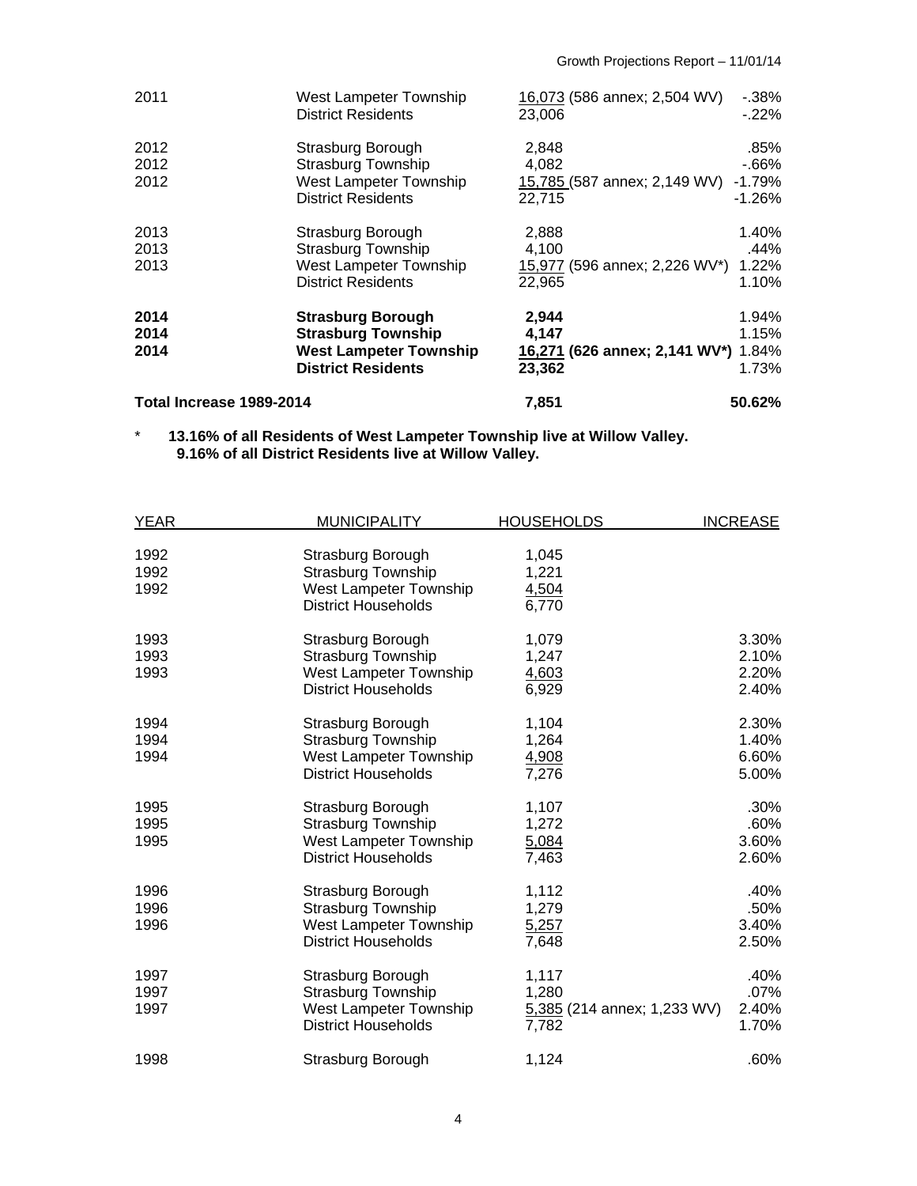| | | | |
|---|---|---|---|
| 2011 | West Lampeter Township | 16,073 (586 annex; 2,504 WV) | -.38% |
| | District Residents | 23,006 | -.22% |
| 2012 | Strasburg Borough | 2,848 | .85% |
| 2012 | Strasburg Township | 4,082 | -.66% |
| 2012 | West Lampeter Township | 15,785 (587 annex; 2,149 WV) | -1.79% |
| | District Residents | 22,715 | -1.26% |
| 2013 | Strasburg Borough | 2,888 | 1.40% |
| 2013 | Strasburg Township | 4,100 | .44% |
| 2013 | West Lampeter Township | 15,977 (596 annex; 2,226 WV*) | 1.22% |
| | District Residents | 22,965 | 1.10% |
| **2014** | **Strasburg Borough** | **2,944** | 1.94% |
| **2014** | **Strasburg Township** | **4,147** | 1.15% |
| **2014** | **West Lampeter Township** | **16,271 (626 annex; 2,141 WV*)** | 1.84% |
| | **District Residents** | **23,362** | 1.73% |
| **Total Increase 1989-2014** | | **7,851** | **50.62%** |

\* **13.16% of all Residents of West Lampeter Township live at Willow Valley.**
**9.16% of all District Residents live at Willow Valley.**

| YEAR | MUNICIPALITY | HOUSEHOLDS | INCREASE |
|---|---|---|---|
| 1992 | Strasburg Borough | 1,045 | |
| 1992 | Strasburg Township | 1,221 | |
| 1992 | West Lampeter Township | 4,504 | |
| | District Households | 6,770 | |
| 1993 | Strasburg Borough | 1,079 | 3.30% |
| 1993 | Strasburg Township | 1,247 | 2.10% |
| 1993 | West Lampeter Township | 4,603 | 2.20% |
| | District Households | 6,929 | 2.40% |
| 1994 | Strasburg Borough | 1,104 | 2.30% |
| 1994 | Strasburg Township | 1,264 | 1.40% |
| 1994 | West Lampeter Township | 4,908 | 6.60% |
| | District Households | 7,276 | 5.00% |
| 1995 | Strasburg Borough | 1,107 | .30% |
| 1995 | Strasburg Township | 1,272 | .60% |
| 1995 | West Lampeter Township | 5,084 | 3.60% |
| | District Households | 7,463 | 2.60% |
| 1996 | Strasburg Borough | 1,112 | .40% |
| 1996 | Strasburg Township | 1,279 | .50% |
| 1996 | West Lampeter Township | 5,257 | 3.40% |
| | District Households | 7,648 | 2.50% |
| 1997 | Strasburg Borough | 1,117 | .40% |
| 1997 | Strasburg Township | 1,280 | .07% |
| 1997 | West Lampeter Township | 5,385 (214 annex; 1,233 WV) | 2.40% |
| | District Households | 7,782 | 1.70% |
| 1998 | Strasburg Borough | 1,124 | .60% |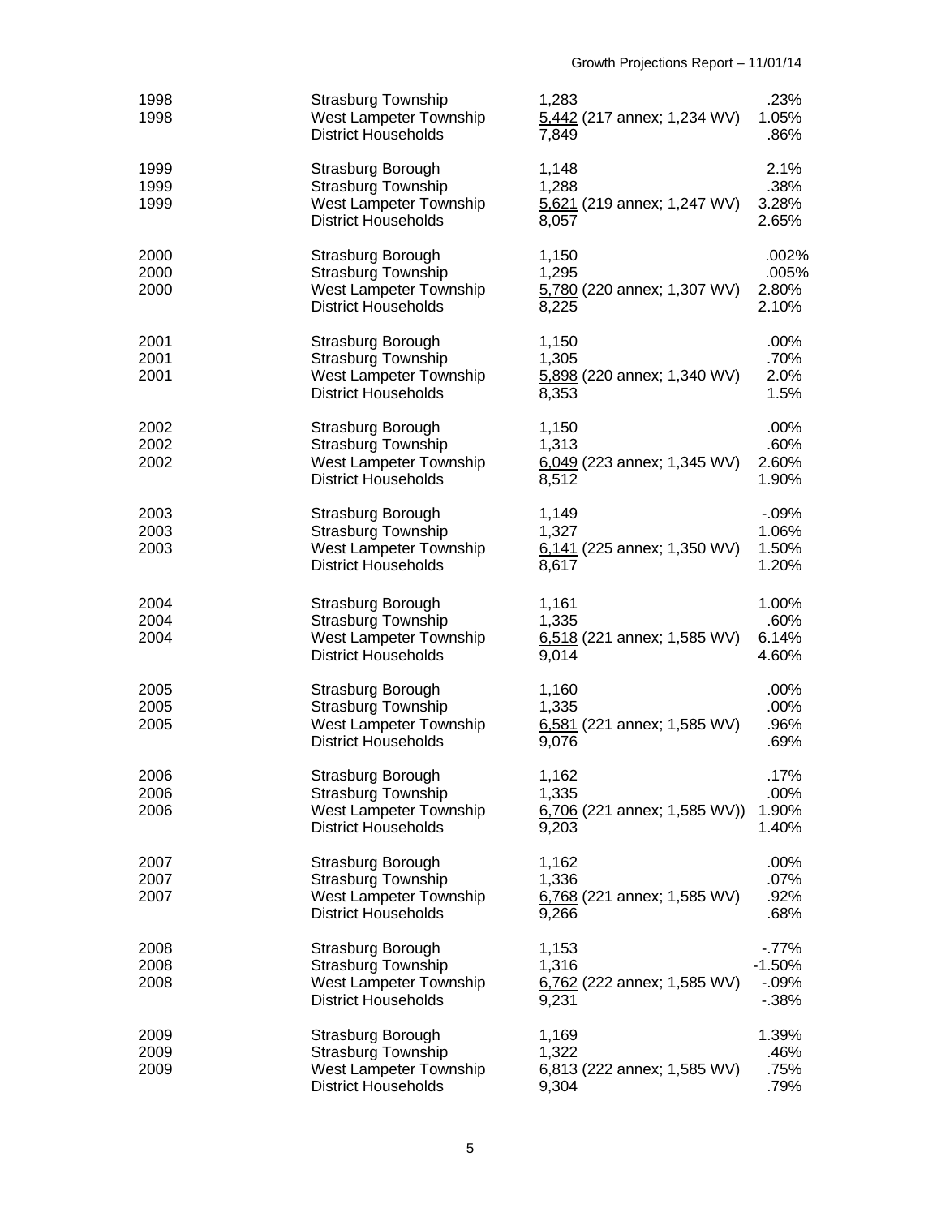| | | | |
|---|---|---|---|
| 1998 | Strasburg Township | 1,283 | .23% |
| 1998 | West Lampeter Township | 5,442 (217 annex; 1,234 WV) | 1.05% |
| | District Households | 7,849 | .86% |
| 1999 | Strasburg Borough | 1,148 | 2.1% |
| 1999 | Strasburg Township | 1,288 | .38% |
| 1999 | West Lampeter Township | 5,621 (219 annex; 1,247 WV) | 3.28% |
| | District Households | 8,057 | 2.65% |
| 2000 | Strasburg Borough | 1,150 | .002% |
| 2000 | Strasburg Township | 1,295 | .005% |
| 2000 | West Lampeter Township | 5,780 (220 annex; 1,307 WV) | 2.80% |
| | District Households | 8,225 | 2.10% |
| 2001 | Strasburg Borough | 1,150 | .00% |
| 2001 | Strasburg Township | 1,305 | .70% |
| 2001 | West Lampeter Township | 5,898 (220 annex; 1,340 WV) | 2.0% |
| | District Households | 8,353 | 1.5% |
| 2002 | Strasburg Borough | 1,150 | .00% |
| 2002 | Strasburg Township | 1,313 | .60% |
| 2002 | West Lampeter Township | 6,049 (223 annex; 1,345 WV) | 2.60% |
| | District Households | 8,512 | 1.90% |
| 2003 | Strasburg Borough | 1,149 | -.09% |
| 2003 | Strasburg Township | 1,327 | 1.06% |
| 2003 | West Lampeter Township | 6,141 (225 annex; 1,350 WV) | 1.50% |
| | District Households | 8,617 | 1.20% |
| 2004 | Strasburg Borough | 1,161 | 1.00% |
| 2004 | Strasburg Township | 1,335 | .60% |
| 2004 | West Lampeter Township | 6,518 (221 annex; 1,585 WV) | 6.14% |
| | District Households | 9,014 | 4.60% |
| 2005 | Strasburg Borough | 1,160 | .00% |
| 2005 | Strasburg Township | 1,335 | .00% |
| 2005 | West Lampeter Township | 6,581 (221 annex; 1,585 WV) | .96% |
| | District Households | 9,076 | .69% |
| 2006 | Strasburg Borough | 1,162 | .17% |
| 2006 | Strasburg Township | 1,335 | .00% |
| 2006 | West Lampeter Township | 6,706 (221 annex; 1,585 WV)) | 1.90% |
| | District Households | 9,203 | 1.40% |
| 2007 | Strasburg Borough | 1,162 | .00% |
| 2007 | Strasburg Township | 1,336 | .07% |
| 2007 | West Lampeter Township | 6,768 (221 annex; 1,585 WV) | .92% |
| | District Households | 9,266 | .68% |
| 2008 | Strasburg Borough | 1,153 | -.77% |
| 2008 | Strasburg Township | 1,316 | -1.50% |
| 2008 | West Lampeter Township | 6,762 (222 annex; 1,585 WV) | -.09% |
| | District Households | 9,231 | -.38% |
| 2009 | Strasburg Borough | 1,169 | 1.39% |
| 2009 | Strasburg Township | 1,322 | .46% |
| 2009 | West Lampeter Township | 6,813 (222 annex; 1,585 WV) | .75% |
| | District Households | 9,304 | .79% |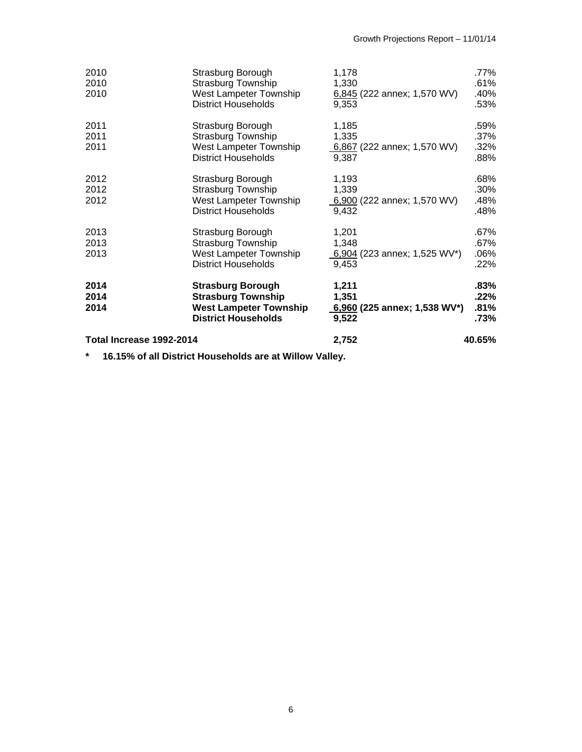| Year | Municipality | Households | % |
|---|---|---|---|
| 2010 | Strasburg Borough | 1,178 | .77% |
| 2010 | Strasburg Township | 1,330 | .61% |
| 2010 | West Lampeter Township | 6,845 (222 annex; 1,570 WV) | .40% |
| | District Households | 9,353 | .53% |
| 2011 | Strasburg Borough | 1,185 | .59% |
| 2011 | Strasburg Township | 1,335 | .37% |
| 2011 | West Lampeter Township | 6,867 (222 annex; 1,570 WV) | .32% |
| | District Households | 9,387 | .88% |
| 2012 | Strasburg Borough | 1,193 | .68% |
| 2012 | Strasburg Township | 1,339 | .30% |
| 2012 | West Lampeter Township | 6,900 (222 annex; 1,570 WV) | .48% |
| | District Households | 9,432 | .48% |
| 2013 | Strasburg Borough | 1,201 | .67% |
| 2013 | Strasburg Township | 1,348 | .67% |
| 2013 | West Lampeter Township | 6,904 (223 annex; 1,525 WV*) | .06% |
| | District Households | 9,453 | .22% |
| **2014** | **Strasburg Borough** | **1,211** | **.83%** |
| **2014** | **Strasburg Township** | **1,351** | **.22%** |
| **2014** | **West Lampeter Township** | **6,960 (225 annex; 1,538 WV*)** | **.81%** |
| | **District Households** | **9,522** | **.73%** |
| **Total Increase 1992-2014** | | **2,752** | **40.65%** |

**\* 16.15% of all District Households are at Willow Valley.**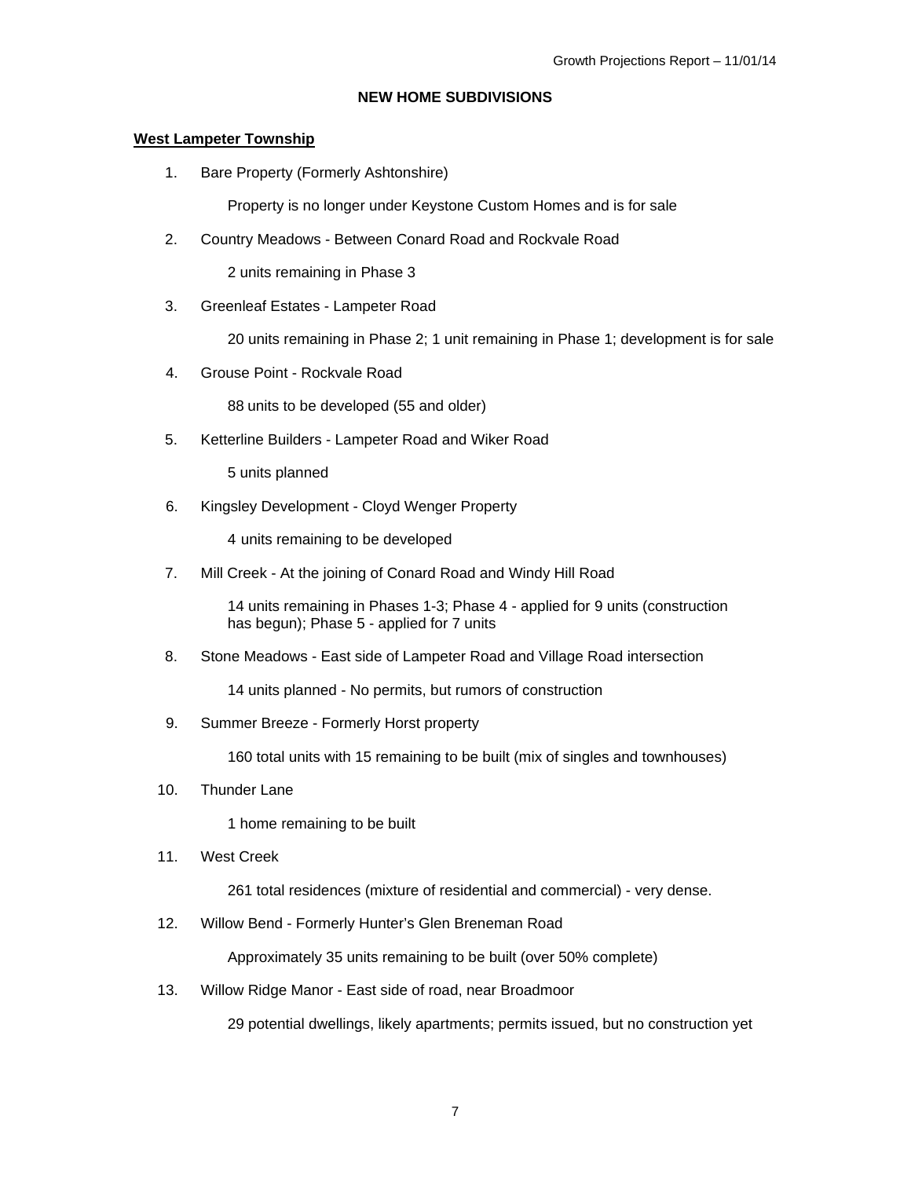## NEW HOME SUBDIVISIONS

**West Lampeter Township**

1. Bare Property (Formerly Ashtonshire)

   Property is no longer under Keystone Custom Homes and is for sale

2. Country Meadows - Between Conard Road and Rockvale Road

   2 units remaining in Phase 3

3. Greenleaf Estates - Lampeter Road

   20 units remaining in Phase 2; 1 unit remaining in Phase 1; development is for sale

4. Grouse Point - Rockvale Road

   88 units to be developed (55 and older)

5. Ketterline Builders - Lampeter Road and Wiker Road

   5 units planned

6. Kingsley Development - Cloyd Wenger Property

   4 units remaining to be developed

7. Mill Creek - At the joining of Conard Road and Windy Hill Road

   14 units remaining in Phases 1-3; Phase 4 - applied for 9 units (construction has begun); Phase 5 - applied for 7 units

8. Stone Meadows - East side of Lampeter Road and Village Road intersection

   14 units planned - No permits, but rumors of construction

9. Summer Breeze - Formerly Horst property

   160 total units with 15 remaining to be built (mix of singles and townhouses)

10. Thunder Lane

    1 home remaining to be built

11. West Creek

    261 total residences (mixture of residential and commercial) - very dense.

12. Willow Bend - Formerly Hunter's Glen Breneman Road

    Approximately 35 units remaining to be built (over 50% complete)

13. Willow Ridge Manor - East side of road, near Broadmoor

    29 potential dwellings, likely apartments; permits issued, but no construction yet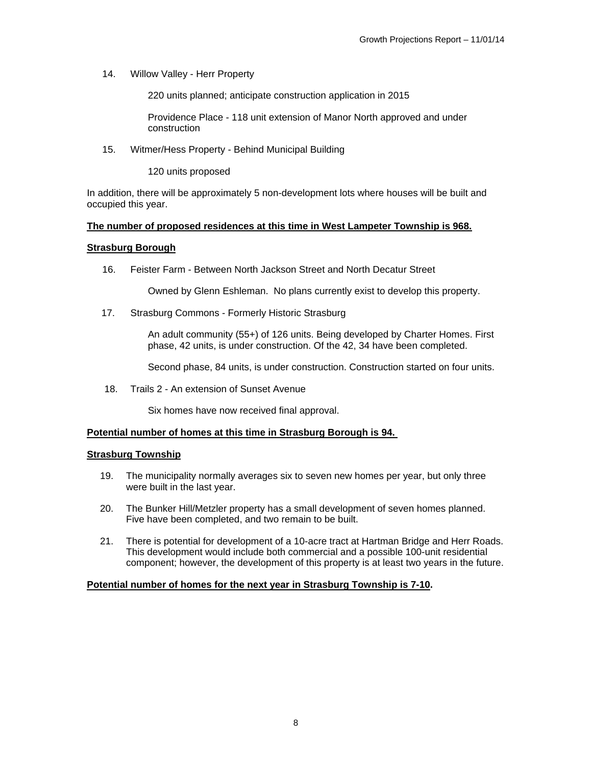14. Willow Valley - Herr Property

    220 units planned; anticipate construction application in 2015

    Providence Place - 118 unit extension of Manor North approved and under construction

15. Witmer/Hess Property - Behind Municipal Building

    120 units proposed

In addition, there will be approximately 5 non-development lots where houses will be built and occupied this year.

**The number of proposed residences at this time in West Lampeter Township is 968.**

**Strasburg Borough**

16. Feister Farm - Between North Jackson Street and North Decatur Street

    Owned by Glenn Eshleman. No plans currently exist to develop this property.

17. Strasburg Commons - Formerly Historic Strasburg

    An adult community (55+) of 126 units. Being developed by Charter Homes. First phase, 42 units, is under construction. Of the 42, 34 have been completed.

    Second phase, 84 units, is under construction. Construction started on four units.

18. Trails 2 - An extension of Sunset Avenue

    Six homes have now received final approval.

**Potential number of homes at this time in Strasburg Borough is 94.**

**Strasburg Township**

19. The municipality normally averages six to seven new homes per year, but only three were built in the last year.

20. The Bunker Hill/Metzler property has a small development of seven homes planned. Five have been completed, and two remain to be built.

21. There is potential for development of a 10-acre tract at Hartman Bridge and Herr Roads. This development would include both commercial and a possible 100-unit residential component; however, the development of this property is at least two years in the future.

**Potential number of homes for the next year in Strasburg Township is 7-10.**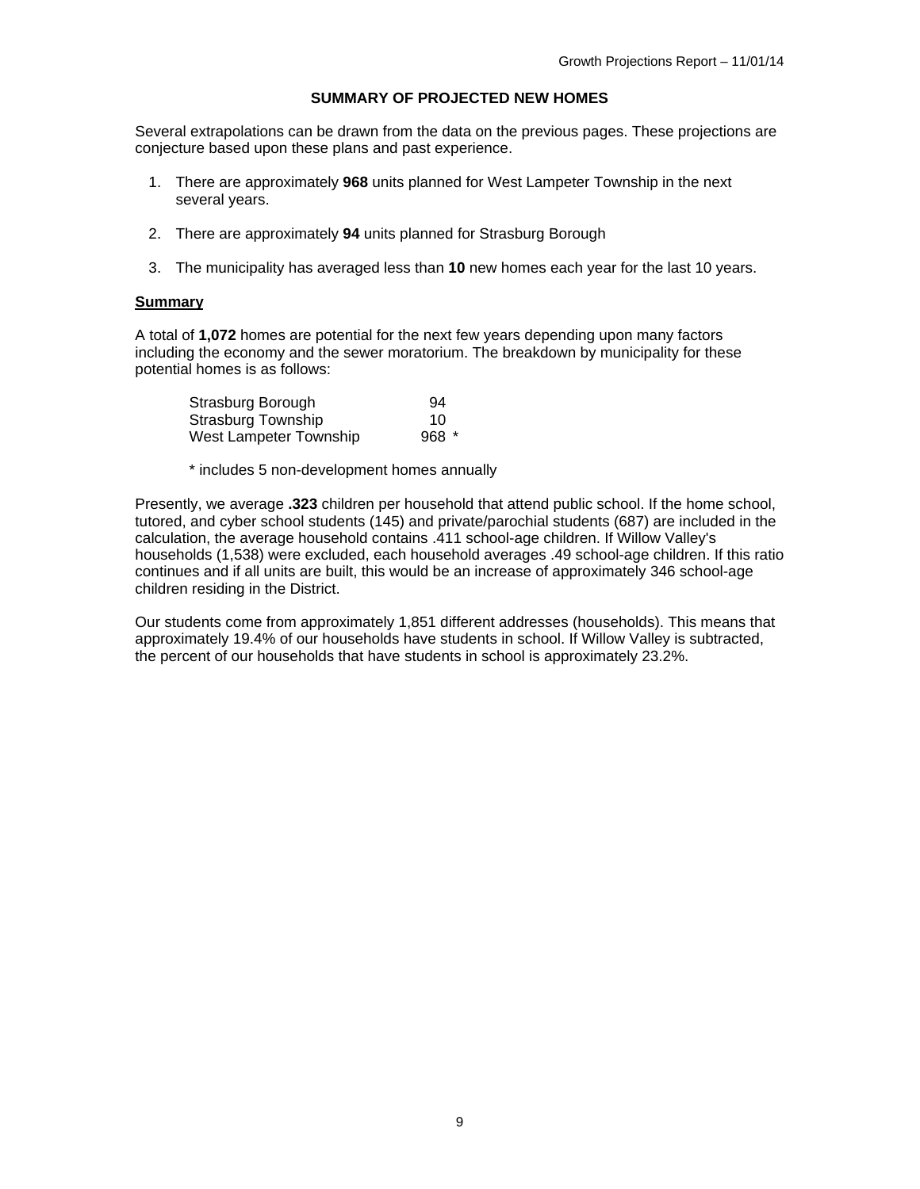## SUMMARY OF PROJECTED NEW HOMES

Several extrapolations can be drawn from the data on the previous pages. These projections are conjecture based upon these plans and past experience.

1. There are approximately **968** units planned for West Lampeter Township in the next several years.
2. There are approximately **94** units planned for Strasburg Borough
3. The municipality has averaged less than **10** new homes each year for the last 10 years.

### Summary

A total of **1,072** homes are potential for the next few years depending upon many factors including the economy and the sewer moratorium. The breakdown by municipality for these potential homes is as follows:

| | |
|---|---|
| Strasburg Borough | 94 |
| Strasburg Township | 10 |
| West Lampeter Township | 968 * |

* includes 5 non-development homes annually

Presently, we average **.323** children per household that attend public school. If the home school, tutored, and cyber school students (145) and private/parochial students (687) are included in the calculation, the average household contains .411 school-age children. If Willow Valley's households (1,538) were excluded, each household averages .49 school-age children. If this ratio continues and if all units are built, this would be an increase of approximately 346 school-age children residing in the District.

Our students come from approximately 1,851 different addresses (households). This means that approximately 19.4% of our households have students in school. If Willow Valley is subtracted, the percent of our households that have students in school is approximately 23.2%.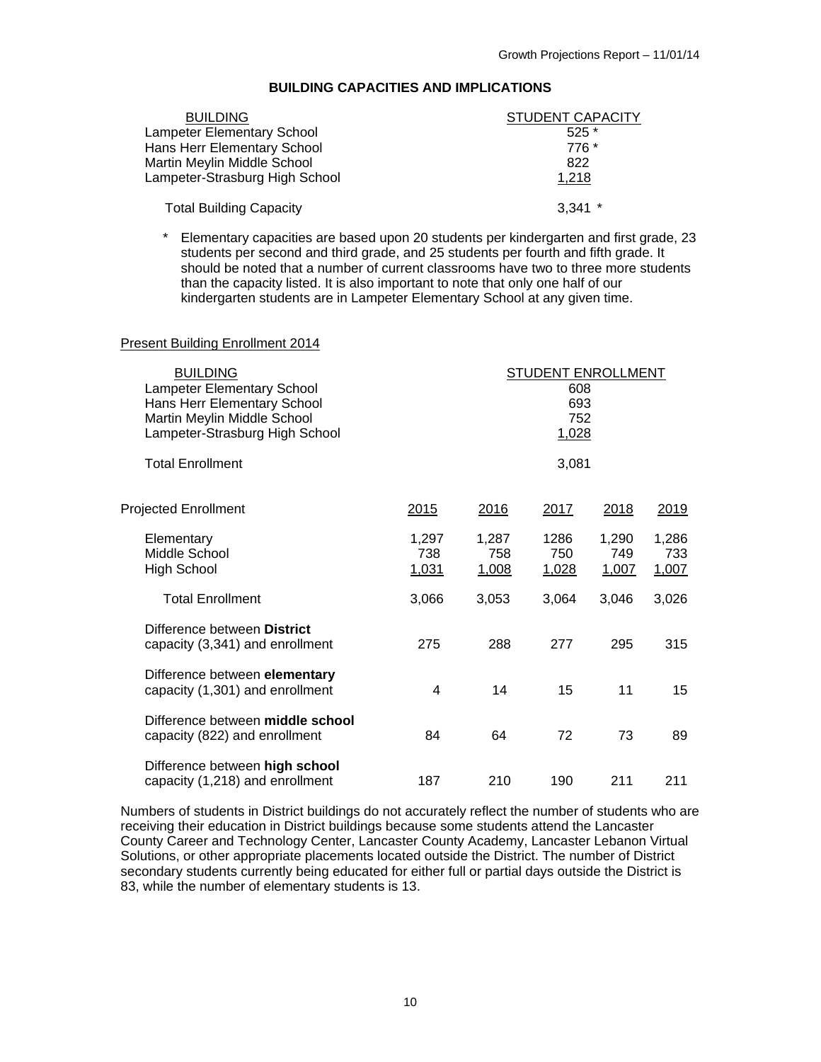## BUILDING CAPACITIES AND IMPLICATIONS

| BUILDING | STUDENT CAPACITY |
|---|---|
| Lampeter Elementary School | 525 * |
| Hans Herr Elementary School | 776 * |
| Martin Meylin Middle School | 822 |
| Lampeter-Strasburg High School | 1,218 |
| Total Building Capacity | 3,341 * |

\* Elementary capacities are based upon 20 students per kindergarten and first grade, 23 students per second and third grade, and 25 students per fourth and fifth grade. It should be noted that a number of current classrooms have two to three more students than the capacity listed. It is also important to note that only one half of our kindergarten students are in Lampeter Elementary School at any given time.

Present Building Enrollment 2014

| BUILDING | STUDENT ENROLLMENT |
|---|---|
| Lampeter Elementary School | 608 |
| Hans Herr Elementary School | 693 |
| Martin Meylin Middle School | 752 |
| Lampeter-Strasburg High School | 1,028 |
| Total Enrollment | 3,081 |

| Projected Enrollment | 2015 | 2016 | 2017 | 2018 | 2019 |
|---|---|---|---|---|---|
| Elementary | 1,297 | 1,287 | 1286 | 1,290 | 1,286 |
| Middle School | 738 | 758 | 750 | 749 | 733 |
| High School | 1,031 | 1,008 | 1,028 | 1,007 | 1,007 |
| Total Enrollment | 3,066 | 3,053 | 3,064 | 3,046 | 3,026 |
| Difference between **District** capacity (3,341) and enrollment | 275 | 288 | 277 | 295 | 315 |
| Difference between **elementary** capacity (1,301) and enrollment | 4 | 14 | 15 | 11 | 15 |
| Difference between **middle school** capacity (822) and enrollment | 84 | 64 | 72 | 73 | 89 |
| Difference between **high school** capacity (1,218) and enrollment | 187 | 210 | 190 | 211 | 211 |

Numbers of students in District buildings do not accurately reflect the number of students who are receiving their education in District buildings because some students attend the Lancaster County Career and Technology Center, Lancaster County Academy, Lancaster Lebanon Virtual Solutions, or other appropriate placements located outside the District. The number of District secondary students currently being educated for either full or partial days outside the District is 83, while the number of elementary students is 13.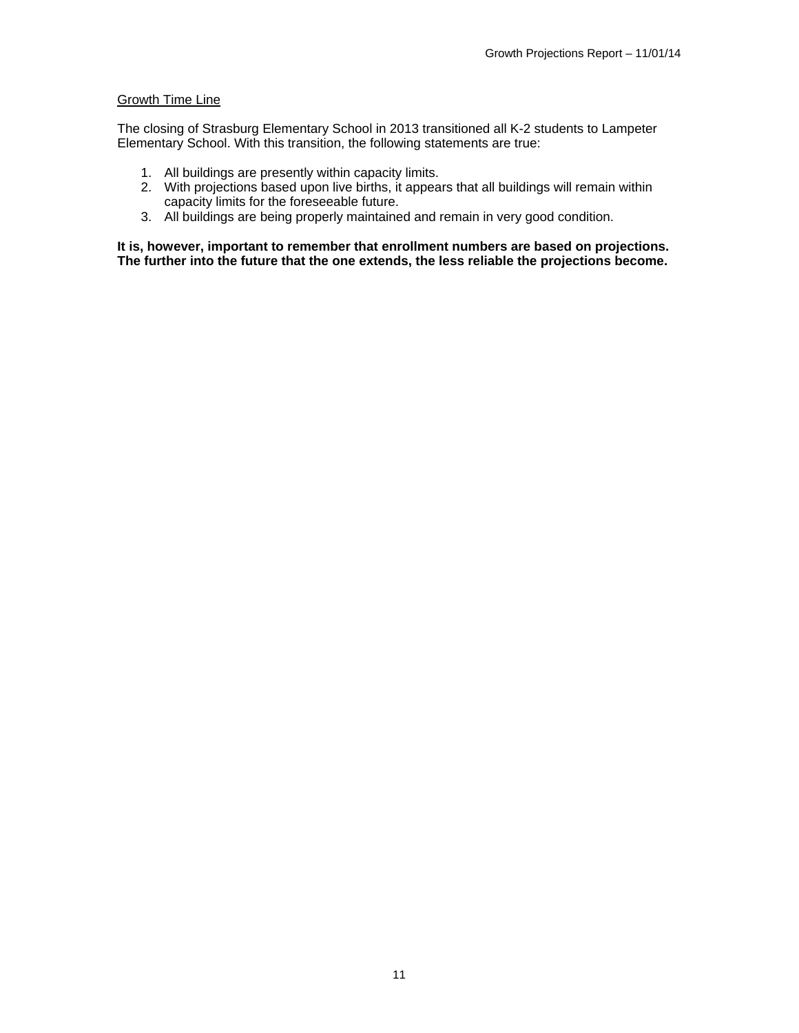## Growth Time Line

The closing of Strasburg Elementary School in 2013 transitioned all K-2 students to Lampeter Elementary School. With this transition, the following statements are true:

1. All buildings are presently within capacity limits.
2. With projections based upon live births, it appears that all buildings will remain within capacity limits for the foreseeable future.
3. All buildings are being properly maintained and remain in very good condition.

**It is, however, important to remember that enrollment numbers are based on projections. The further into the future that the one extends, the less reliable the projections become.**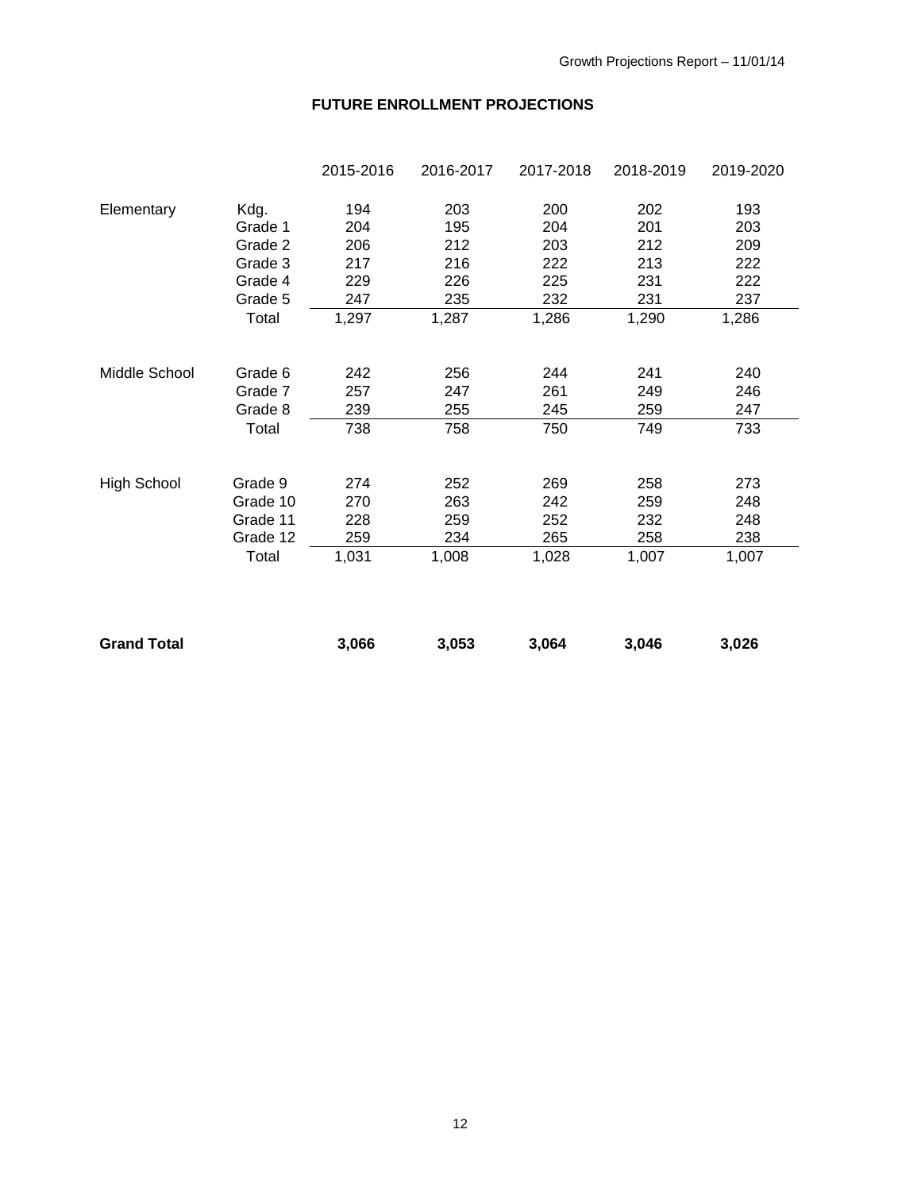## FUTURE ENROLLMENT PROJECTIONS

| | | 2015-2016 | 2016-2017 | 2017-2018 | 2018-2019 | 2019-2020 |
|---|---|---|---|---|---|---|
| Elementary | Kdg. | 194 | 203 | 200 | 202 | 193 |
| | Grade 1 | 204 | 195 | 204 | 201 | 203 |
| | Grade 2 | 206 | 212 | 203 | 212 | 209 |
| | Grade 3 | 217 | 216 | 222 | 213 | 222 |
| | Grade 4 | 229 | 226 | 225 | 231 | 222 |
| | Grade 5 | 247 | 235 | 232 | 231 | 237 |
| | Total | 1,297 | 1,287 | 1,286 | 1,290 | 1,286 |
| Middle School | Grade 6 | 242 | 256 | 244 | 241 | 240 |
| | Grade 7 | 257 | 247 | 261 | 249 | 246 |
| | Grade 8 | 239 | 255 | 245 | 259 | 247 |
| | Total | 738 | 758 | 750 | 749 | 733 |
| High School | Grade 9 | 274 | 252 | 269 | 258 | 273 |
| | Grade 10 | 270 | 263 | 242 | 259 | 248 |
| | Grade 11 | 228 | 259 | 252 | 232 | 248 |
| | Grade 12 | 259 | 234 | 265 | 258 | 238 |
| | Total | 1,031 | 1,008 | 1,028 | 1,007 | 1,007 |
| **Grand Total** | | **3,066** | **3,053** | **3,064** | **3,046** | **3,026** |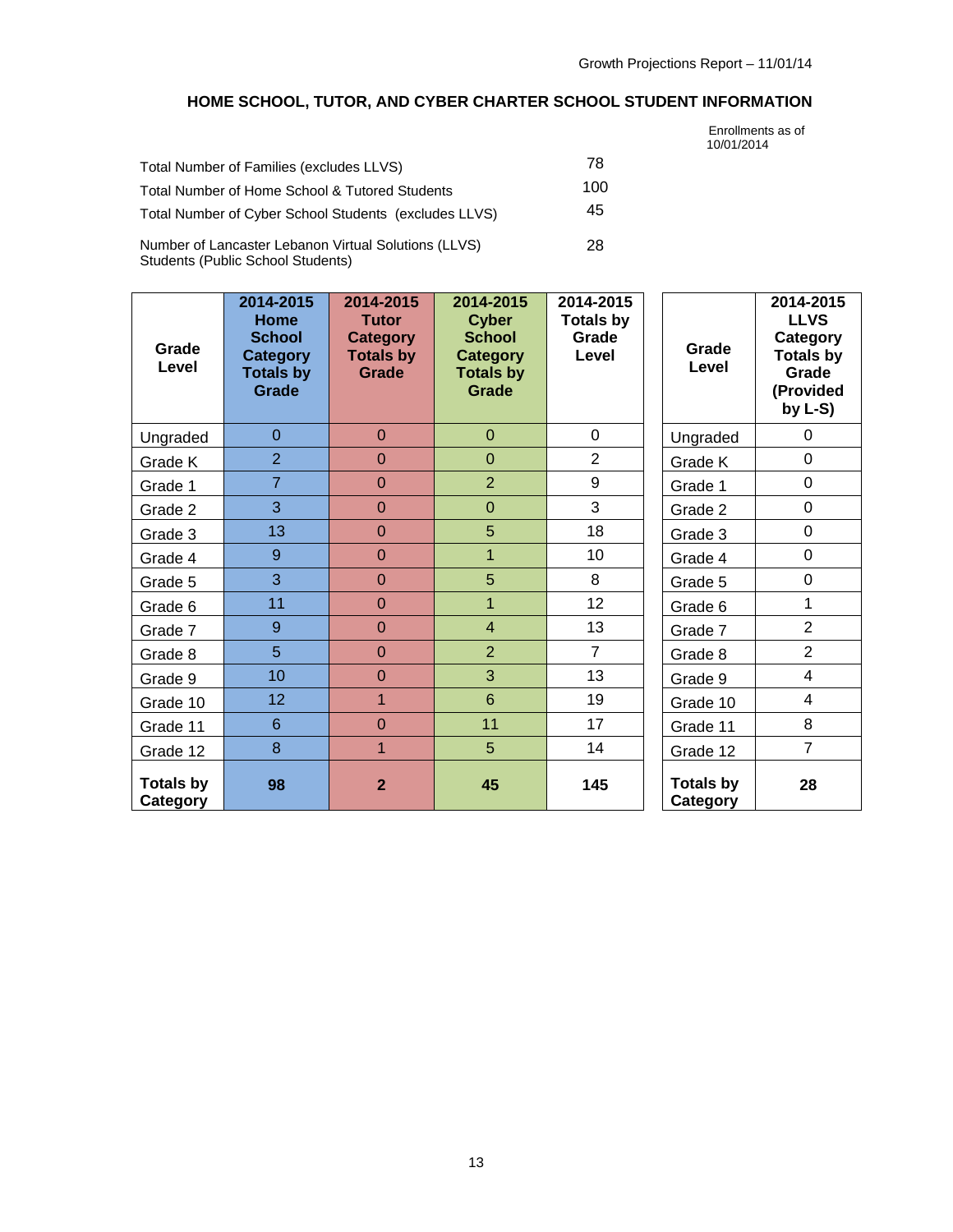## HOME SCHOOL, TUTOR, AND CYBER CHARTER SCHOOL STUDENT INFORMATION

Enrollments as of 10/01/2014

| | |
|---|---|
| Total Number of Families (excludes LLVS) | 78 |
| Total Number of Home School & Tutored Students | 100 |
| Total Number of Cyber School Students (excludes LLVS) | 45 |
| Number of Lancaster Lebanon Virtual Solutions (LLVS) Students (Public School Students) | 28 |

| Grade Level | 2014-2015 Home School Category Totals by Grade | 2014-2015 Tutor Category Totals by Grade | 2014-2015 Cyber School Category Totals by Grade | 2014-2015 Totals by Grade Level |
|---|---|---|---|---|
| Ungraded | 0 | 0 | 0 | 0 |
| Grade K | 2 | 0 | 0 | 2 |
| Grade 1 | 7 | 0 | 2 | 9 |
| Grade 2 | 3 | 0 | 0 | 3 |
| Grade 3 | 13 | 0 | 5 | 18 |
| Grade 4 | 9 | 0 | 1 | 10 |
| Grade 5 | 3 | 0 | 5 | 8 |
| Grade 6 | 11 | 0 | 1 | 12 |
| Grade 7 | 9 | 0 | 4 | 13 |
| Grade 8 | 5 | 0 | 2 | 7 |
| Grade 9 | 10 | 0 | 3 | 13 |
| Grade 10 | 12 | 1 | 6 | 19 |
| Grade 11 | 6 | 0 | 11 | 17 |
| Grade 12 | 8 | 1 | 5 | 14 |
| **Totals by Category** | **98** | **2** | **45** | **145** |

| Grade Level | 2014-2015 LLVS Category Totals by Grade (Provided by L-S) |
|---|---|
| Ungraded | 0 |
| Grade K | 0 |
| Grade 1 | 0 |
| Grade 2 | 0 |
| Grade 3 | 0 |
| Grade 4 | 0 |
| Grade 5 | 0 |
| Grade 6 | 1 |
| Grade 7 | 2 |
| Grade 8 | 2 |
| Grade 9 | 4 |
| Grade 10 | 4 |
| Grade 11 | 8 |
| Grade 12 | 7 |
| **Totals by Category** | **28** |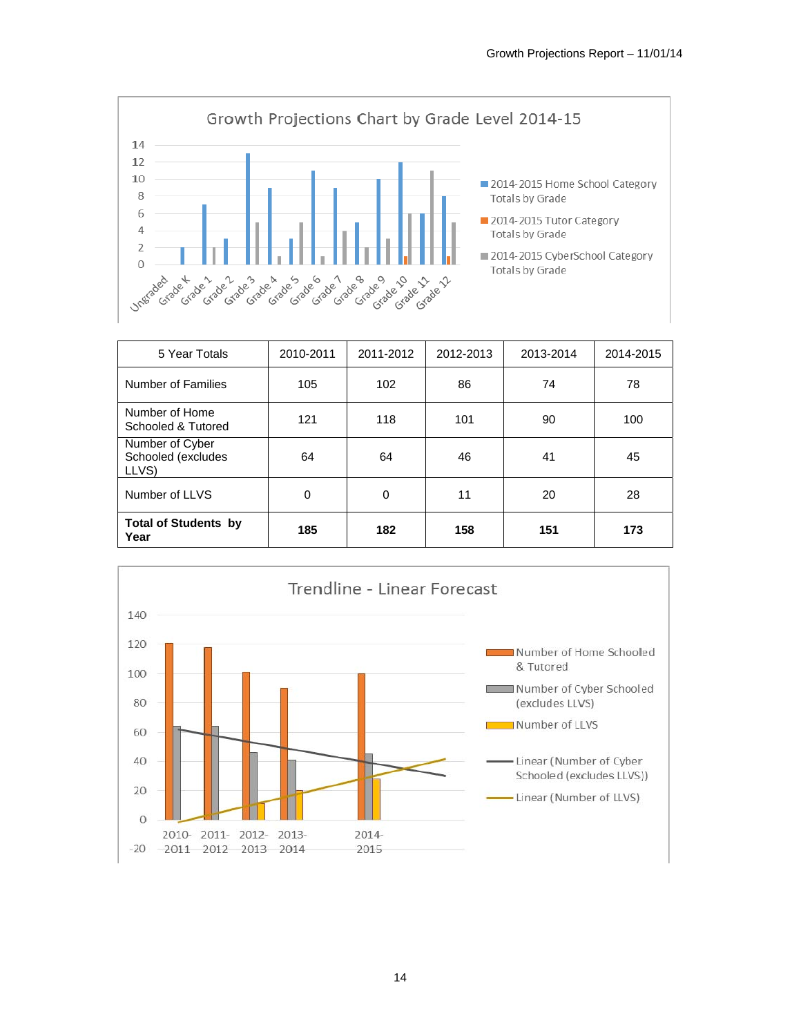Growth Projections Chart by Grade Level 2014-15

| 5 Year Totals | 2010-2011 | 2011-2012 | 2012-2013 | 2013-2014 | 2014-2015 |
|---|---|---|---|---|---|
| Number of Families | 105 | 102 | 86 | 74 | 78 |
| Number of Home Schooled & Tutored | 121 | 118 | 101 | 90 | 100 |
| Number of Cyber Schooled (excludes LLVS) | 64 | 64 | 46 | 41 | 45 |
| Number of LLVS | 0 | 0 | 11 | 20 | 28 |
| **Total of Students by Year** | **185** | **182** | **158** | **151** | **173** |

Trendline - Linear Forecast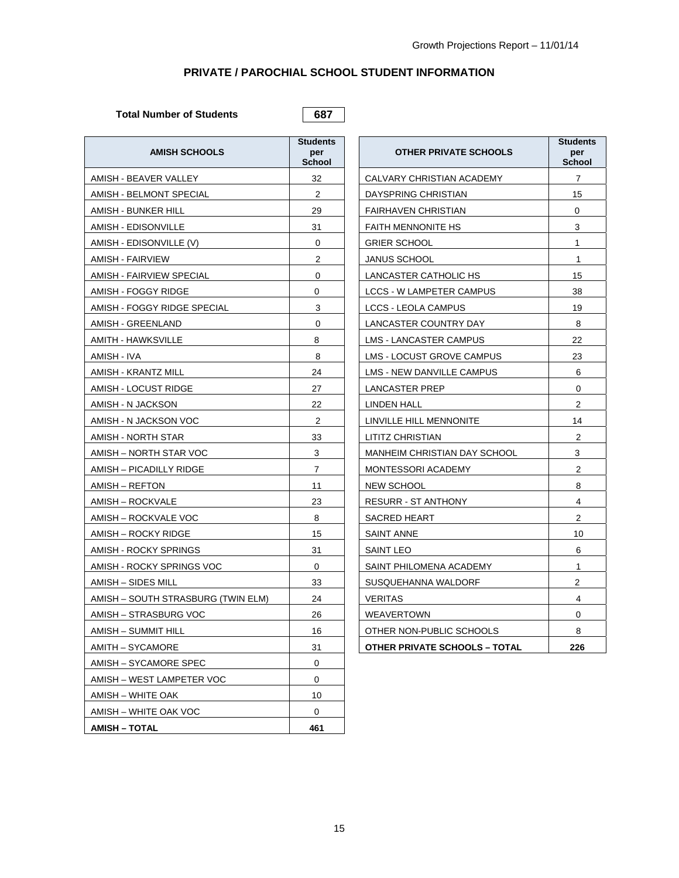## PRIVATE / PAROCHIAL SCHOOL STUDENT INFORMATION

**Total Number of Students** **687**

| AMISH SCHOOLS | Students per School |
|---|---|
| AMISH - BEAVER VALLEY | 32 |
| AMISH - BELMONT SPECIAL | 2 |
| AMISH - BUNKER HILL | 29 |
| AMISH - EDISONVILLE | 31 |
| AMISH - EDISONVILLE (V) | 0 |
| AMISH - FAIRVIEW | 2 |
| AMISH - FAIRVIEW SPECIAL | 0 |
| AMISH - FOGGY RIDGE | 0 |
| AMISH - FOGGY RIDGE SPECIAL | 3 |
| AMISH - GREENLAND | 0 |
| AMITH - HAWKSVILLE | 8 |
| AMISH - IVA | 8 |
| AMISH - KRANTZ MILL | 24 |
| AMISH - LOCUST RIDGE | 27 |
| AMISH - N JACKSON | 22 |
| AMISH - N JACKSON VOC | 2 |
| AMISH - NORTH STAR | 33 |
| AMISH – NORTH STAR VOC | 3 |
| AMISH – PICADILLY RIDGE | 7 |
| AMISH – REFTON | 11 |
| AMISH – ROCKVALE | 23 |
| AMISH – ROCKVALE VOC | 8 |
| AMISH – ROCKY RIDGE | 15 |
| AMISH - ROCKY SPRINGS | 31 |
| AMISH - ROCKY SPRINGS VOC | 0 |
| AMISH – SIDES MILL | 33 |
| AMISH – SOUTH STRASBURG (TWIN ELM) | 24 |
| AMISH – STRASBURG VOC | 26 |
| AMISH – SUMMIT HILL | 16 |
| AMITH – SYCAMORE | 31 |
| AMISH – SYCAMORE SPEC | 0 |
| AMISH – WEST LAMPETER VOC | 0 |
| AMISH – WHITE OAK | 10 |
| AMISH – WHITE OAK VOC | 0 |
| **AMISH – TOTAL** | **461** |

| OTHER PRIVATE SCHOOLS | Students per School |
|---|---|
| CALVARY CHRISTIAN ACADEMY | 7 |
| DAYSPRING CHRISTIAN | 15 |
| FAIRHAVEN CHRISTIAN | 0 |
| FAITH MENNONITE HS | 3 |
| GRIER SCHOOL | 1 |
| JANUS SCHOOL | 1 |
| LANCASTER CATHOLIC HS | 15 |
| LCCS - W LAMPETER CAMPUS | 38 |
| LCCS - LEOLA CAMPUS | 19 |
| LANCASTER COUNTRY DAY | 8 |
| LMS - LANCASTER CAMPUS | 22 |
| LMS - LOCUST GROVE CAMPUS | 23 |
| LMS - NEW DANVILLE CAMPUS | 6 |
| LANCASTER PREP | 0 |
| LINDEN HALL | 2 |
| LINVILLE HILL MENNONITE | 14 |
| LITITZ CHRISTIAN | 2 |
| MANHEIM CHRISTIAN DAY SCHOOL | 3 |
| MONTESSORI ACADEMY | 2 |
| NEW SCHOOL | 8 |
| RESURR - ST ANTHONY | 4 |
| SACRED HEART | 2 |
| SAINT ANNE | 10 |
| SAINT LEO | 6 |
| SAINT PHILOMENA ACADEMY | 1 |
| SUSQUEHANNA WALDORF | 2 |
| VERITAS | 4 |
| WEAVERTOWN | 0 |
| OTHER NON-PUBLIC SCHOOLS | 8 |
| **OTHER PRIVATE SCHOOLS – TOTAL** | **226** |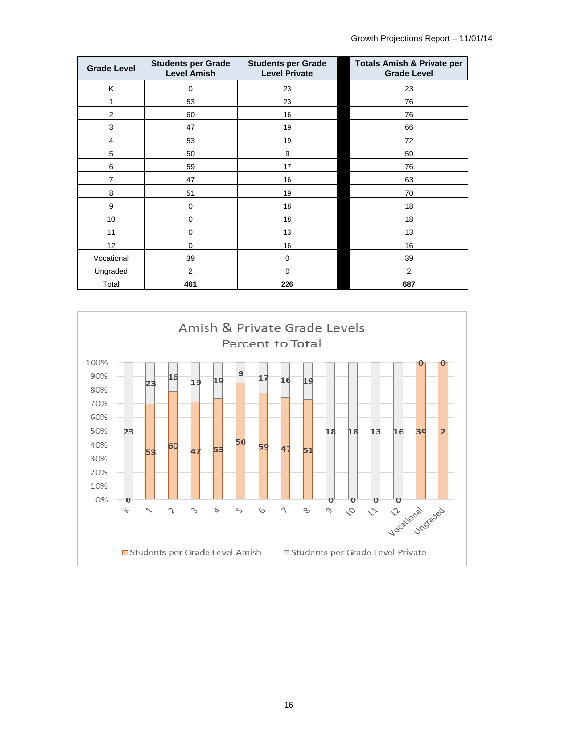| Grade Level | Students per Grade Level Amish | Students per Grade Level Private | Totals Amish & Private per Grade Level |
|---|---|---|---|
| K | 0 | 23 | 23 |
| 1 | 53 | 23 | 76 |
| 2 | 60 | 16 | 76 |
| 3 | 47 | 19 | 66 |
| 4 | 53 | 19 | 72 |
| 5 | 50 | 9 | 59 |
| 6 | 59 | 17 | 76 |
| 7 | 47 | 16 | 63 |
| 8 | 51 | 19 | 70 |
| 9 | 0 | 18 | 18 |
| 10 | 0 | 18 | 18 |
| 11 | 0 | 13 | 13 |
| 12 | 0 | 16 | 16 |
| Vocational | 39 | 0 | 39 |
| Ungraded | 2 | 0 | 2 |
| Total | **461** | **226** | **687** |

Amish & Private Grade Levels
Percent to Total

Students per Grade Level Amish | Students per Grade Level Private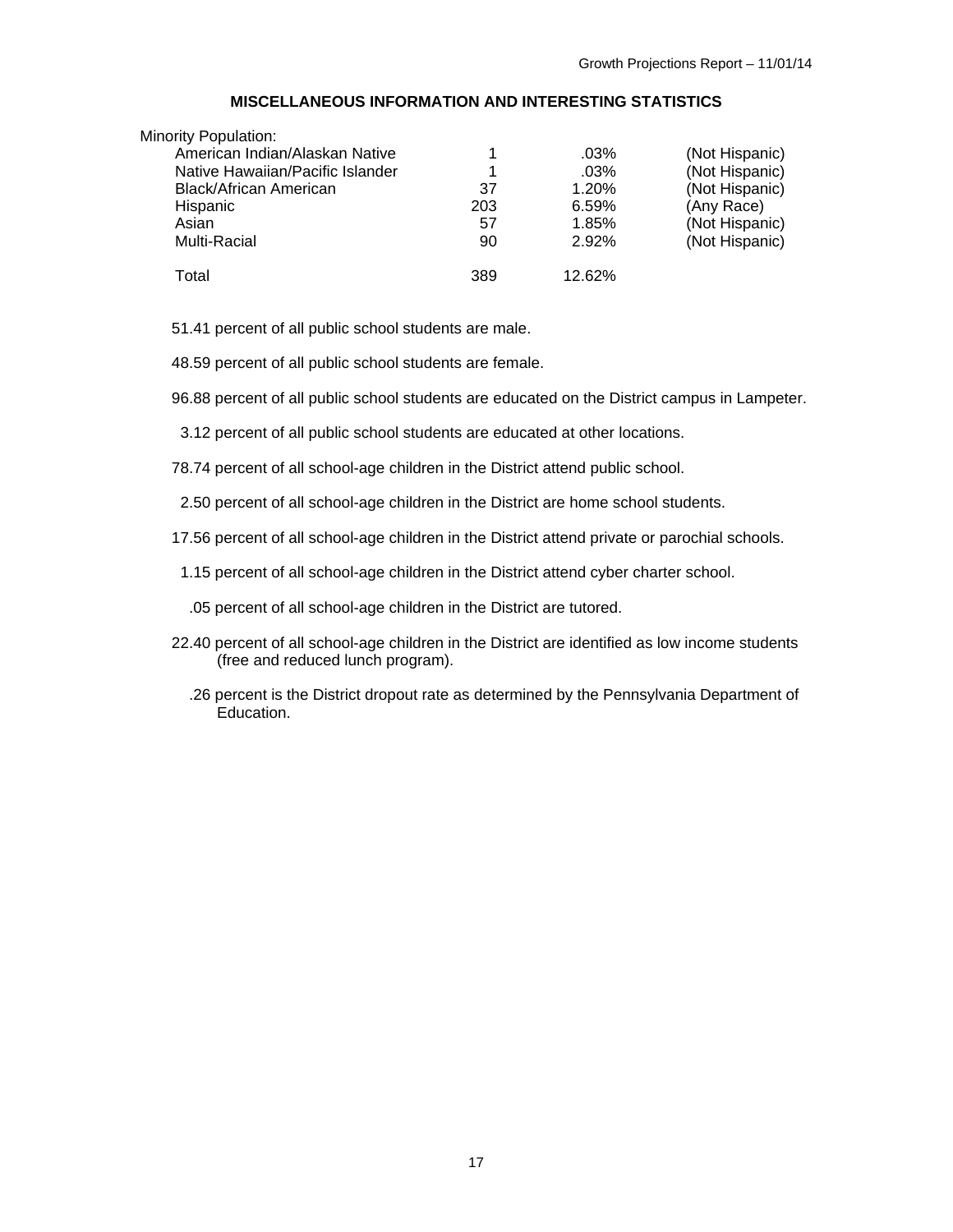## MISCELLANEOUS INFORMATION AND INTERESTING STATISTICS

Minority Population:

| | | | |
|---|---|---|---|
| American Indian/Alaskan Native | 1 | .03% | (Not Hispanic) |
| Native Hawaiian/Pacific Islander | 1 | .03% | (Not Hispanic) |
| Black/African American | 37 | 1.20% | (Not Hispanic) |
| Hispanic | 203 | 6.59% | (Any Race) |
| Asian | 57 | 1.85% | (Not Hispanic) |
| Multi-Racial | 90 | 2.92% | (Not Hispanic) |
| Total | 389 | 12.62% | |

51.41 percent of all public school students are male.

48.59 percent of all public school students are female.

96.88 percent of all public school students are educated on the District campus in Lampeter.

3.12 percent of all public school students are educated at other locations.

78.74 percent of all school-age children in the District attend public school.

2.50 percent of all school-age children in the District are home school students.

17.56 percent of all school-age children in the District attend private or parochial schools.

1.15 percent of all school-age children in the District attend cyber charter school.

.05 percent of all school-age children in the District are tutored.

22.40 percent of all school-age children in the District are identified as low income students (free and reduced lunch program).

.26 percent is the District dropout rate as determined by the Pennsylvania Department of Education.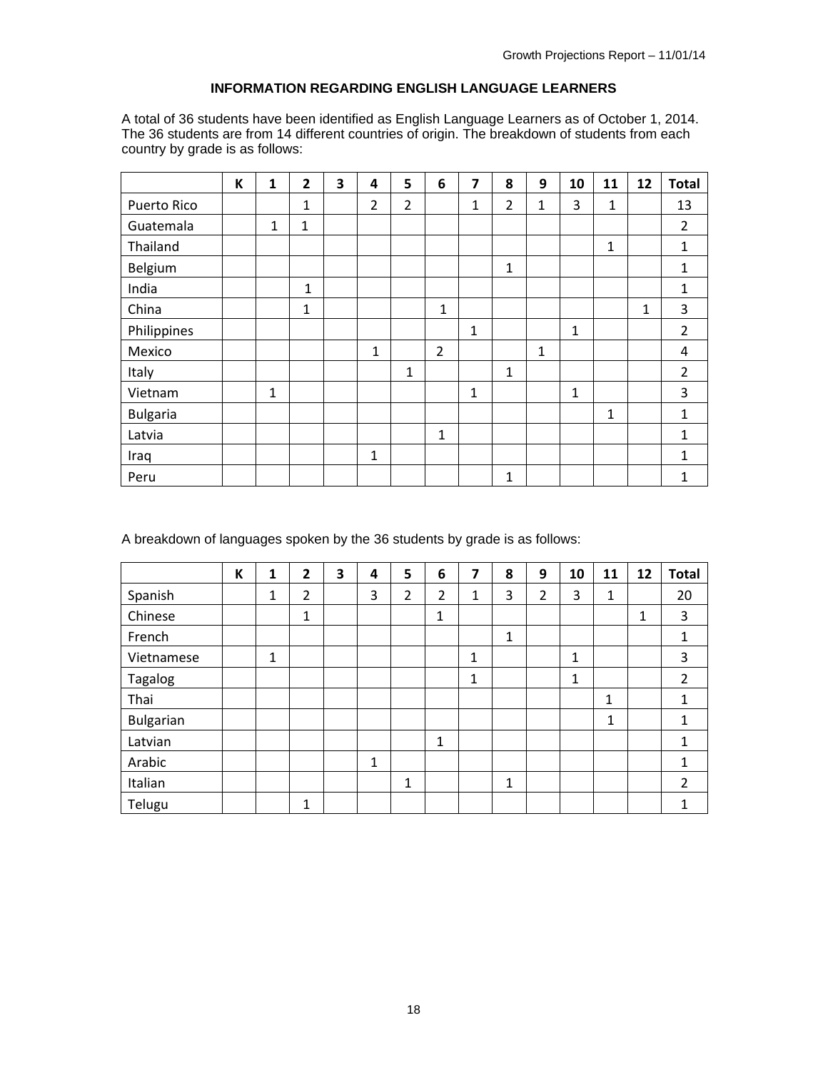## INFORMATION REGARDING ENGLISH LANGUAGE LEARNERS

A total of 36 students have been identified as English Language Learners as of October 1, 2014. The 36 students are from 14 different countries of origin. The breakdown of students from each country by grade is as follows:

| | K | 1 | 2 | 3 | 4 | 5 | 6 | 7 | 8 | 9 | 10 | 11 | 12 | Total |
|---|---|---|---|---|---|---|---|---|---|---|---|---|---|---|
| Puerto Rico | | | 1 | | 2 | 2 | | 1 | 2 | 1 | 3 | 1 | | 13 |
| Guatemala | | 1 | 1 | | | | | | | | | | | 2 |
| Thailand | | | | | | | | | | | | 1 | | 1 |
| Belgium | | | | | | | | | 1 | | | | | 1 |
| India | | | 1 | | | | | | | | | | | 1 |
| China | | | 1 | | | | 1 | | | | | | 1 | 3 |
| Philippines | | | | | | | | 1 | | | 1 | | | 2 |
| Mexico | | | | | 1 | | 2 | | | 1 | | | | 4 |
| Italy | | | | | | 1 | | | 1 | | | | | 2 |
| Vietnam | | 1 | | | | | | 1 | | | 1 | | | 3 |
| Bulgaria | | | | | | | | | | | | 1 | | 1 |
| Latvia | | | | | | | 1 | | | | | | | 1 |
| Iraq | | | | | 1 | | | | | | | | | 1 |
| Peru | | | | | | | | | 1 | | | | | 1 |

A breakdown of languages spoken by the 36 students by grade is as follows:

| | K | 1 | 2 | 3 | 4 | 5 | 6 | 7 | 8 | 9 | 10 | 11 | 12 | Total |
|---|---|---|---|---|---|---|---|---|---|---|---|---|---|---|
| Spanish | | 1 | 2 | | 3 | 2 | 2 | 1 | 3 | 2 | 3 | 1 | | 20 |
| Chinese | | | 1 | | | | 1 | | | | | | 1 | 3 |
| French | | | | | | | | | 1 | | | | | 1 |
| Vietnamese | | 1 | | | | | | 1 | | | 1 | | | 3 |
| Tagalog | | | | | | | | 1 | | | 1 | | | 2 |
| Thai | | | | | | | | | | | | 1 | | 1 |
| Bulgarian | | | | | | | | | | | | 1 | | 1 |
| Latvian | | | | | | | 1 | | | | | | | 1 |
| Arabic | | | | | 1 | | | | | | | | | 1 |
| Italian | | | | | | 1 | | | 1 | | | | | 2 |
| Telugu | | | 1 | | | | | | | | | | | 1 |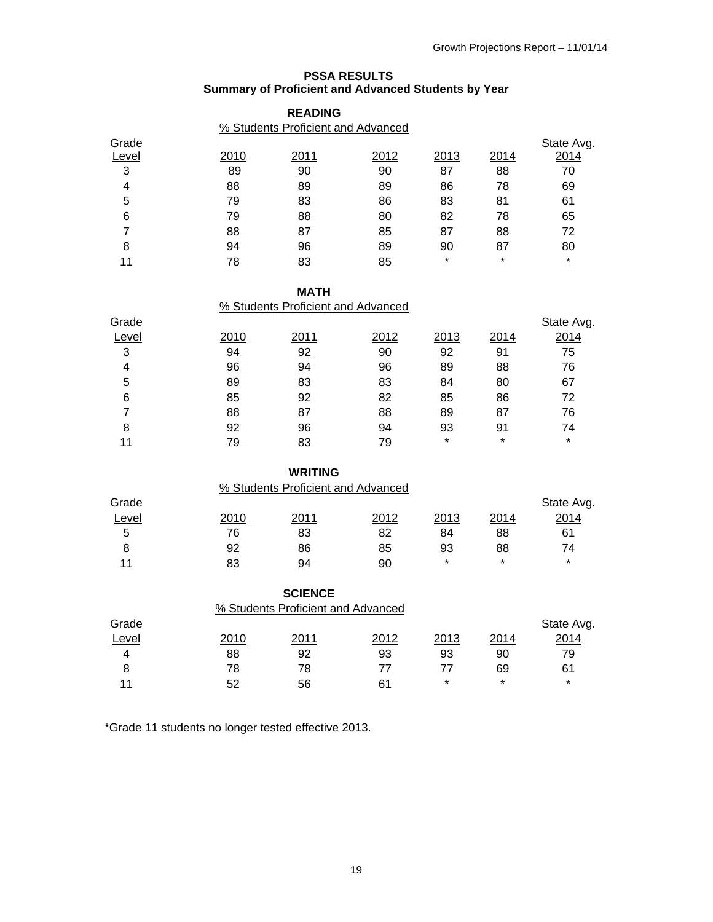## PSSA RESULTS
### Summary of Proficient and Advanced Students by Year

### READING

% Students Proficient and Advanced

| Grade Level | 2010 | 2011 | 2012 | 2013 | 2014 | State Avg. 2014 |
|---|---|---|---|---|---|---|
| 3 | 89 | 90 | 90 | 87 | 88 | 70 |
| 4 | 88 | 89 | 89 | 86 | 78 | 69 |
| 5 | 79 | 83 | 86 | 83 | 81 | 61 |
| 6 | 79 | 88 | 80 | 82 | 78 | 65 |
| 7 | 88 | 87 | 85 | 87 | 88 | 72 |
| 8 | 94 | 96 | 89 | 90 | 87 | 80 |
| 11 | 78 | 83 | 85 | * | * | * |

### MATH

% Students Proficient and Advanced

| Grade Level | 2010 | 2011 | 2012 | 2013 | 2014 | State Avg. 2014 |
|---|---|---|---|---|---|---|
| 3 | 94 | 92 | 90 | 92 | 91 | 75 |
| 4 | 96 | 94 | 96 | 89 | 88 | 76 |
| 5 | 89 | 83 | 83 | 84 | 80 | 67 |
| 6 | 85 | 92 | 82 | 85 | 86 | 72 |
| 7 | 88 | 87 | 88 | 89 | 87 | 76 |
| 8 | 92 | 96 | 94 | 93 | 91 | 74 |
| 11 | 79 | 83 | 79 | * | * | * |

### WRITING

% Students Proficient and Advanced

| Grade Level | 2010 | 2011 | 2012 | 2013 | 2014 | State Avg. 2014 |
|---|---|---|---|---|---|---|
| 5 | 76 | 83 | 82 | 84 | 88 | 61 |
| 8 | 92 | 86 | 85 | 93 | 88 | 74 |
| 11 | 83 | 94 | 90 | * | * | * |

### SCIENCE

% Students Proficient and Advanced

| Grade Level | 2010 | 2011 | 2012 | 2013 | 2014 | State Avg. 2014 |
|---|---|---|---|---|---|---|
| 4 | 88 | 92 | 93 | 93 | 90 | 79 |
| 8 | 78 | 78 | 77 | 77 | 69 | 61 |
| 11 | 52 | 56 | 61 | * | * | * |

*Grade 11 students no longer tested effective 2013.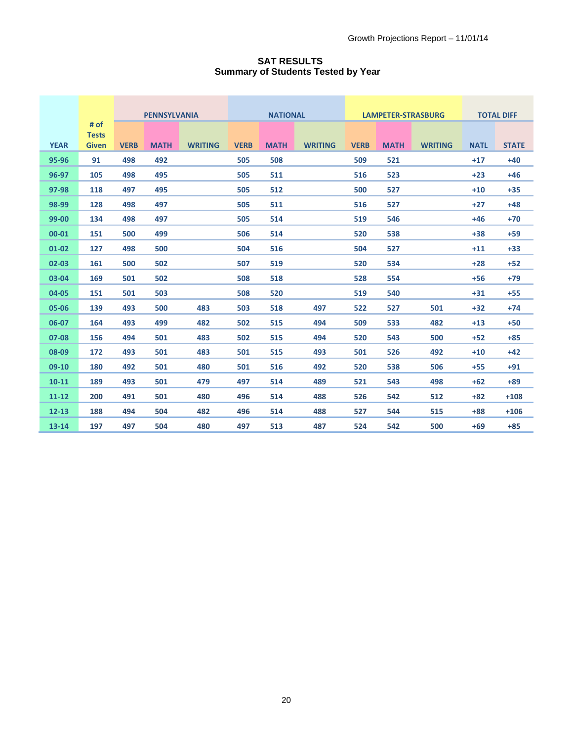Growth Projections Report – 11/01/14

**SAT RESULTS**
**Summary of Students Tested by Year**

| YEAR | # of Tests Given | PENNSYLVANIA | | | NATIONAL | | | LAMPETER-STRASBURG | | | TOTAL DIFF | |
|---|---|---|---|---|---|---|---|---|---|---|---|---|
| | | VERB | MATH | WRITING | VERB | MATH | WRITING | VERB | MATH | WRITING | NATL | STATE |
| 95-96 | 91 | 498 | 492 | | 505 | 508 | | 509 | 521 | | +17 | +40 |
| 96-97 | 105 | 498 | 495 | | 505 | 511 | | 516 | 523 | | +23 | +46 |
| 97-98 | 118 | 497 | 495 | | 505 | 512 | | 500 | 527 | | +10 | +35 |
| 98-99 | 128 | 498 | 497 | | 505 | 511 | | 516 | 527 | | +27 | +48 |
| 99-00 | 134 | 498 | 497 | | 505 | 514 | | 519 | 546 | | +46 | +70 |
| 00-01 | 151 | 500 | 499 | | 506 | 514 | | 520 | 538 | | +38 | +59 |
| 01-02 | 127 | 498 | 500 | | 504 | 516 | | 504 | 527 | | +11 | +33 |
| 02-03 | 161 | 500 | 502 | | 507 | 519 | | 520 | 534 | | +28 | +52 |
| 03-04 | 169 | 501 | 502 | | 508 | 518 | | 528 | 554 | | +56 | +79 |
| 04-05 | 151 | 501 | 503 | | 508 | 520 | | 519 | 540 | | +31 | +55 |
| 05-06 | 139 | 493 | 500 | 483 | 503 | 518 | 497 | 522 | 527 | 501 | +32 | +74 |
| 06-07 | 164 | 493 | 499 | 482 | 502 | 515 | 494 | 509 | 533 | 482 | +13 | +50 |
| 07-08 | 156 | 494 | 501 | 483 | 502 | 515 | 494 | 520 | 543 | 500 | +52 | +85 |
| 08-09 | 172 | 493 | 501 | 483 | 501 | 515 | 493 | 501 | 526 | 492 | +10 | +42 |
| 09-10 | 180 | 492 | 501 | 480 | 501 | 516 | 492 | 520 | 538 | 506 | +55 | +91 |
| 10-11 | 189 | 493 | 501 | 479 | 497 | 514 | 489 | 521 | 543 | 498 | +62 | +89 |
| 11-12 | 200 | 491 | 501 | 480 | 496 | 514 | 488 | 526 | 542 | 512 | +82 | +108 |
| 12-13 | 188 | 494 | 504 | 482 | 496 | 514 | 488 | 527 | 544 | 515 | +88 | +106 |
| 13-14 | 197 | 497 | 504 | 480 | 497 | 513 | 487 | 524 | 542 | 500 | +69 | +85 |